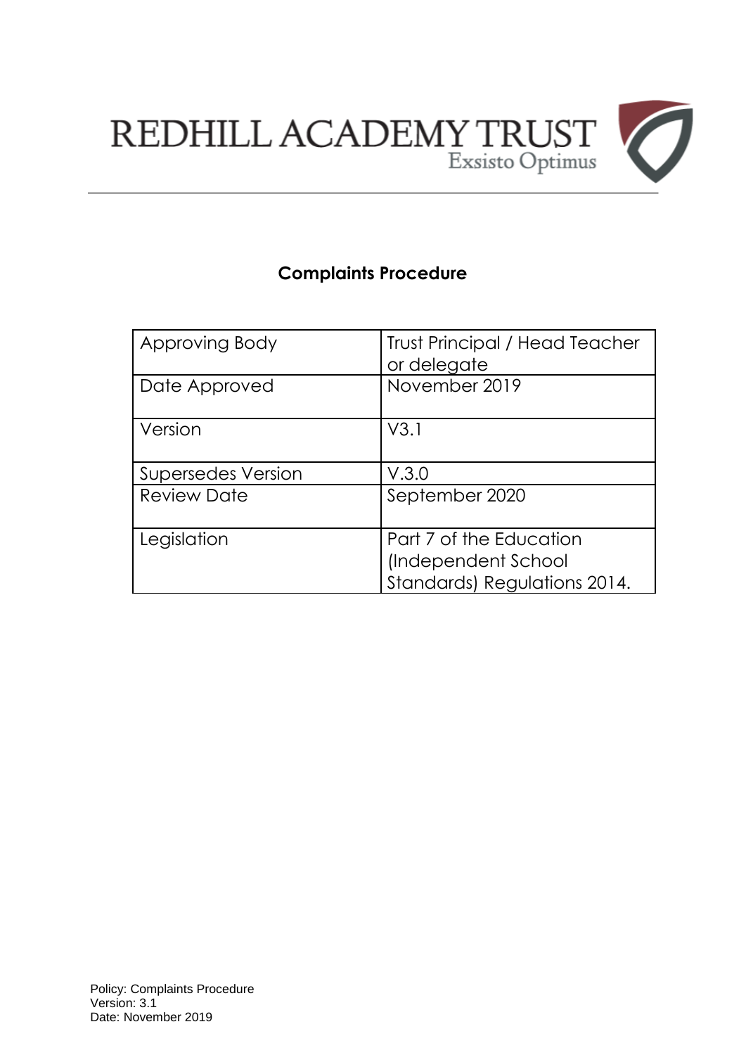REDHILL ACADEMY TRUST

Exsisto Optimus

# Complaints Procedure

| | |
|---|---|
| Approving Body | Trust Principal / Head Teacher or delegate |
| Date Approved | November 2019 |
| Version | V3.1 |
| Supersedes Version | V.3.0 |
| Review Date | September 2020 |
| Legislation | Part 7 of the Education (Independent School Standards) Regulations 2014. |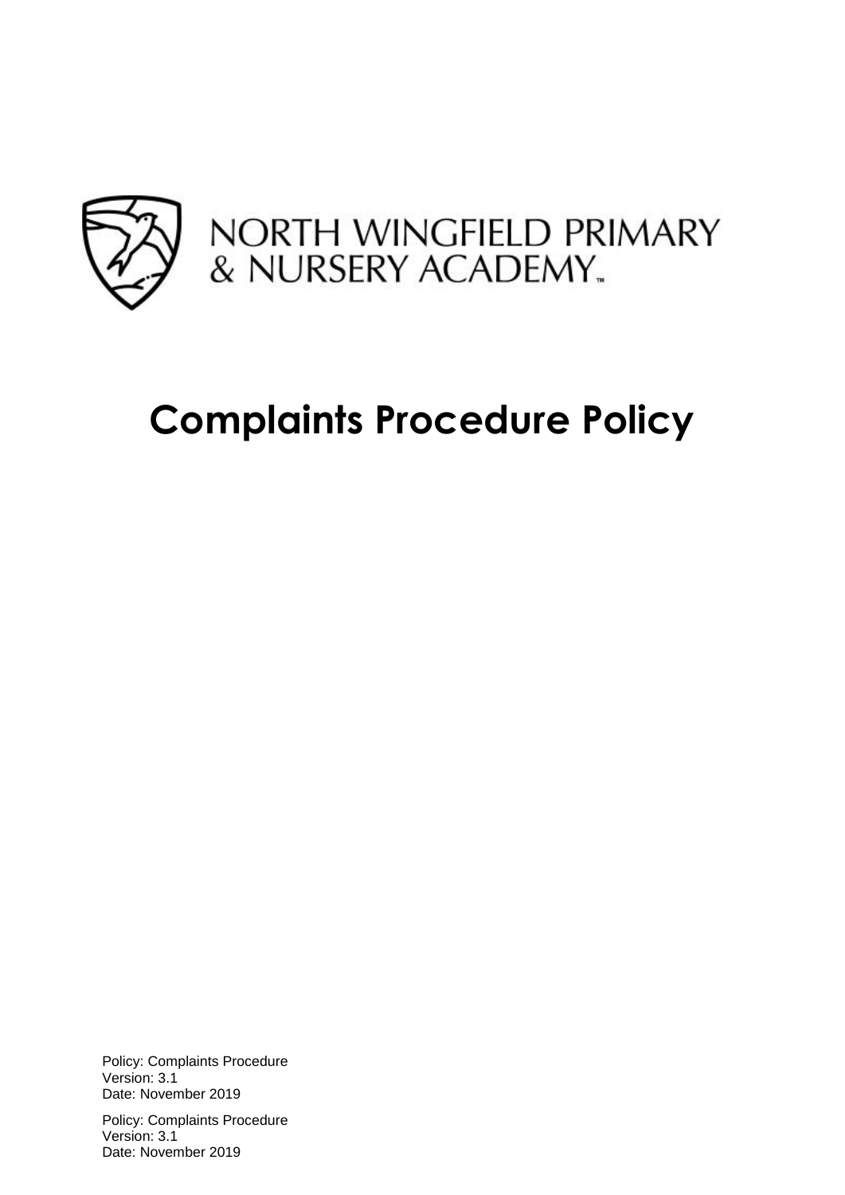NORTH WINGFIELD PRIMARY & NURSERY ACADEMY

# Complaints Procedure Policy

Policy: Complaints Procedure
Version: 3.1
Date: November 2019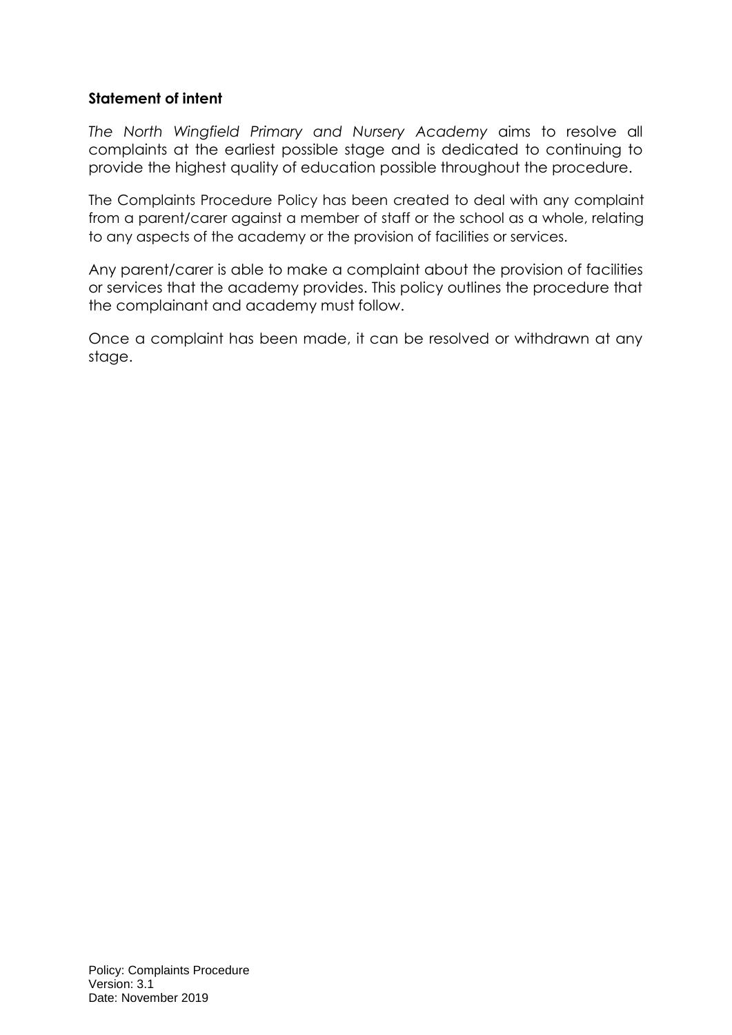## Statement of intent

*The North Wingfield Primary and Nursery Academy* aims to resolve all complaints at the earliest possible stage and is dedicated to continuing to provide the highest quality of education possible throughout the procedure.

The Complaints Procedure Policy has been created to deal with any complaint from a parent/carer against a member of staff or the school as a whole, relating to any aspects of the academy or the provision of facilities or services.

Any parent/carer is able to make a complaint about the provision of facilities or services that the academy provides. This policy outlines the procedure that the complainant and academy must follow.

Once a complaint has been made, it can be resolved or withdrawn at any stage.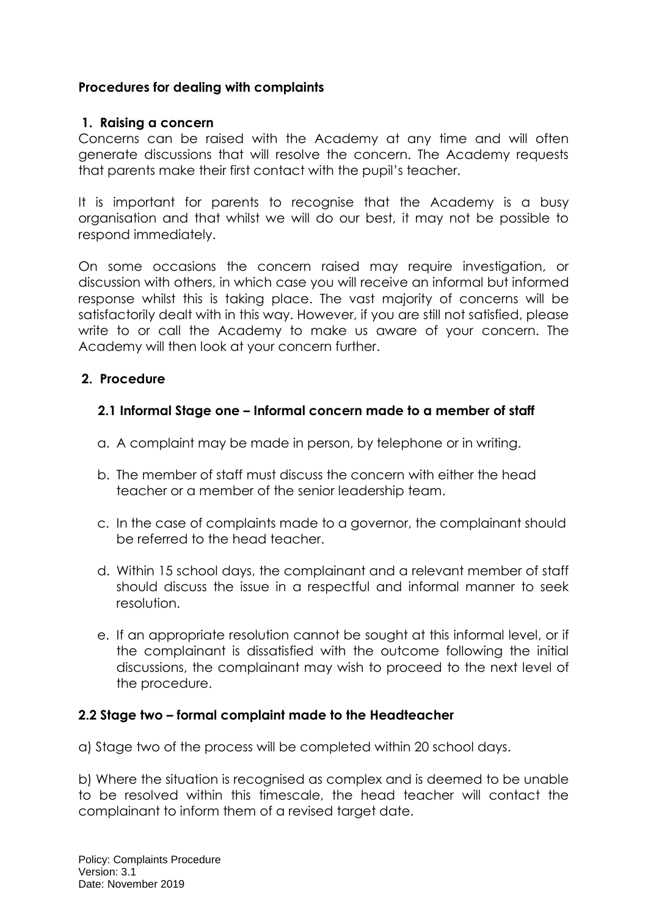### Procedures for dealing with complaints

#### 1. Raising a concern

Concerns can be raised with the Academy at any time and will often generate discussions that will resolve the concern. The Academy requests that parents make their first contact with the pupil's teacher.

It is important for parents to recognise that the Academy is a busy organisation and that whilst we will do our best, it may not be possible to respond immediately.

On some occasions the concern raised may require investigation, or discussion with others, in which case you will receive an informal but informed response whilst this is taking place. The vast majority of concerns will be satisfactorily dealt with in this way. However, if you are still not satisfied, please write to or call the Academy to make us aware of your concern. The Academy will then look at your concern further.

#### 2. Procedure

##### 2.1 Informal Stage one – Informal concern made to a member of staff

a. A complaint may be made in person, by telephone or in writing.

b. The member of staff must discuss the concern with either the head teacher or a member of the senior leadership team.

c. In the case of complaints made to a governor, the complainant should be referred to the head teacher.

d. Within 15 school days, the complainant and a relevant member of staff should discuss the issue in a respectful and informal manner to seek resolution.

e. If an appropriate resolution cannot be sought at this informal level, or if the complainant is dissatisfied with the outcome following the initial discussions, the complainant may wish to proceed to the next level of the procedure.

##### 2.2 Stage two – formal complaint made to the Headteacher

a) Stage two of the process will be completed within 20 school days.

b) Where the situation is recognised as complex and is deemed to be unable to be resolved within this timescale, the head teacher will contact the complainant to inform them of a revised target date.

Policy: Complaints Procedure
Version: 3.1
Date: November 2019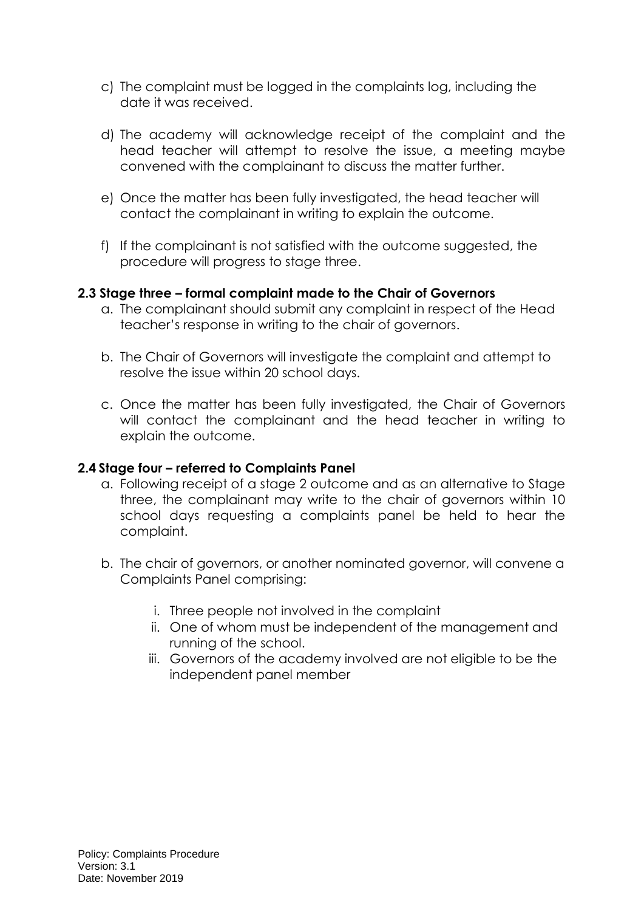c) The complaint must be logged in the complaints log, including the date it was received.

d) The academy will acknowledge receipt of the complaint and the head teacher will attempt to resolve the issue, a meeting maybe convened with the complainant to discuss the matter further.

e) Once the matter has been fully investigated, the head teacher will contact the complainant in writing to explain the outcome.

f) If the complainant is not satisfied with the outcome suggested, the procedure will progress to stage three.

### 2.3 Stage three – formal complaint made to the Chair of Governors

a. The complainant should submit any complaint in respect of the Head teacher's response in writing to the chair of governors.

b. The Chair of Governors will investigate the complaint and attempt to resolve the issue within 20 school days.

c. Once the matter has been fully investigated, the Chair of Governors will contact the complainant and the head teacher in writing to explain the outcome.

### 2.4 Stage four – referred to Complaints Panel

a. Following receipt of a stage 2 outcome and as an alternative to Stage three, the complainant may write to the chair of governors within 10 school days requesting a complaints panel be held to hear the complaint.

b. The chair of governors, or another nominated governor, will convene a Complaints Panel comprising:

   i. Three people not involved in the complaint
   ii. One of whom must be independent of the management and running of the school.
   iii. Governors of the academy involved are not eligible to be the independent panel member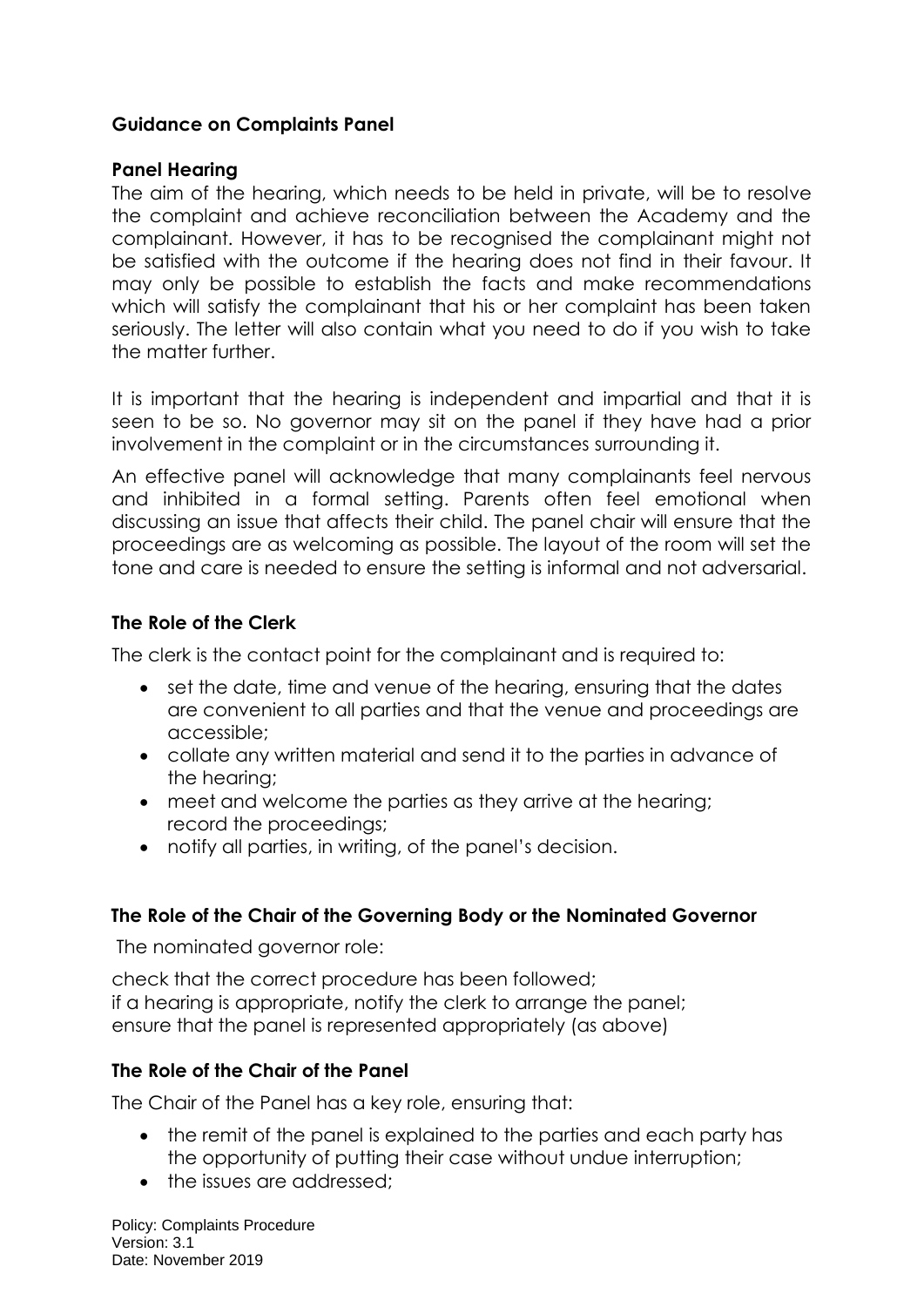**Guidance on Complaints Panel**

**Panel Hearing**

The aim of the hearing, which needs to be held in private, will be to resolve the complaint and achieve reconciliation between the Academy and the complainant. However, it has to be recognised the complainant might not be satisfied with the outcome if the hearing does not find in their favour. It may only be possible to establish the facts and make recommendations which will satisfy the complainant that his or her complaint has been taken seriously. The letter will also contain what you need to do if you wish to take the matter further.

It is important that the hearing is independent and impartial and that it is seen to be so. No governor may sit on the panel if they have had a prior involvement in the complaint or in the circumstances surrounding it.

An effective panel will acknowledge that many complainants feel nervous and inhibited in a formal setting. Parents often feel emotional when discussing an issue that affects their child. The panel chair will ensure that the proceedings are as welcoming as possible. The layout of the room will set the tone and care is needed to ensure the setting is informal and not adversarial.

**The Role of the Clerk**

The clerk is the contact point for the complainant and is required to:

- set the date, time and venue of the hearing, ensuring that the dates are convenient to all parties and that the venue and proceedings are accessible;
- collate any written material and send it to the parties in advance of the hearing;
- meet and welcome the parties as they arrive at the hearing; record the proceedings;
- notify all parties, in writing, of the panel's decision.

**The Role of the Chair of the Governing Body or the Nominated Governor**

The nominated governor role:

check that the correct procedure has been followed;
if a hearing is appropriate, notify the clerk to arrange the panel;
ensure that the panel is represented appropriately (as above)

**The Role of the Chair of the Panel**

The Chair of the Panel has a key role, ensuring that:

- the remit of the panel is explained to the parties and each party has the opportunity of putting their case without undue interruption;
- the issues are addressed;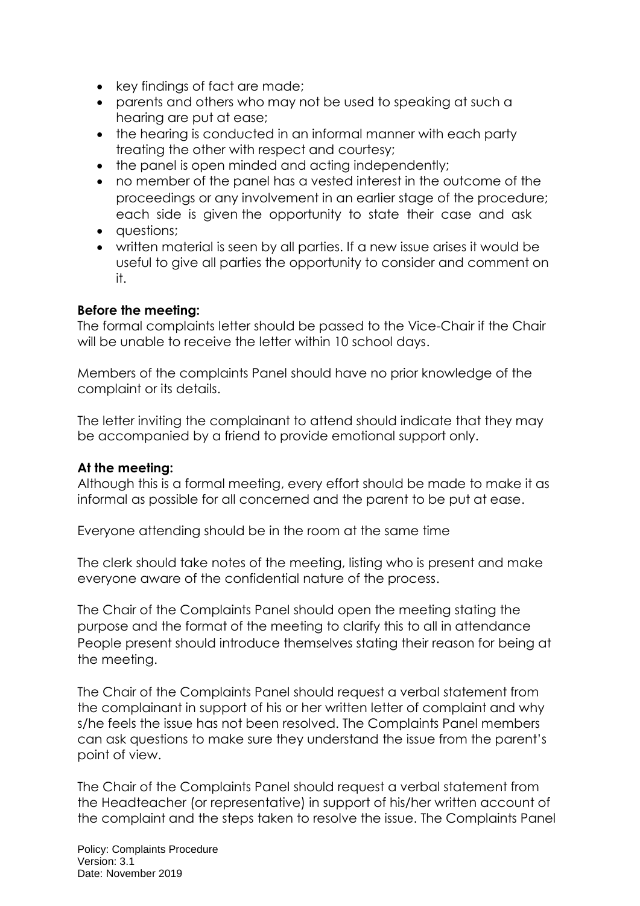- key findings of fact are made;
- parents and others who may not be used to speaking at such a hearing are put at ease;
- the hearing is conducted in an informal manner with each party treating the other with respect and courtesy;
- the panel is open minded and acting independently;
- no member of the panel has a vested interest in the outcome of the proceedings or any involvement in an earlier stage of the procedure; each side is given the opportunity to state their case and ask
- questions;
- written material is seen by all parties. If a new issue arises it would be useful to give all parties the opportunity to consider and comment on it.

**Before the meeting:**
The formal complaints letter should be passed to the Vice-Chair if the Chair will be unable to receive the letter within 10 school days.

Members of the complaints Panel should have no prior knowledge of the complaint or its details.

The letter inviting the complainant to attend should indicate that they may be accompanied by a friend to provide emotional support only.

**At the meeting:**
Although this is a formal meeting, every effort should be made to make it as informal as possible for all concerned and the parent to be put at ease.

Everyone attending should be in the room at the same time

The clerk should take notes of the meeting, listing who is present and make everyone aware of the confidential nature of the process.

The Chair of the Complaints Panel should open the meeting stating the purpose and the format of the meeting to clarify this to all in attendance People present should introduce themselves stating their reason for being at the meeting.

The Chair of the Complaints Panel should request a verbal statement from the complainant in support of his or her written letter of complaint and why s/he feels the issue has not been resolved. The Complaints Panel members can ask questions to make sure they understand the issue from the parent's point of view.

The Chair of the Complaints Panel should request a verbal statement from the Headteacher (or representative) in support of his/her written account of the complaint and the steps taken to resolve the issue. The Complaints Panel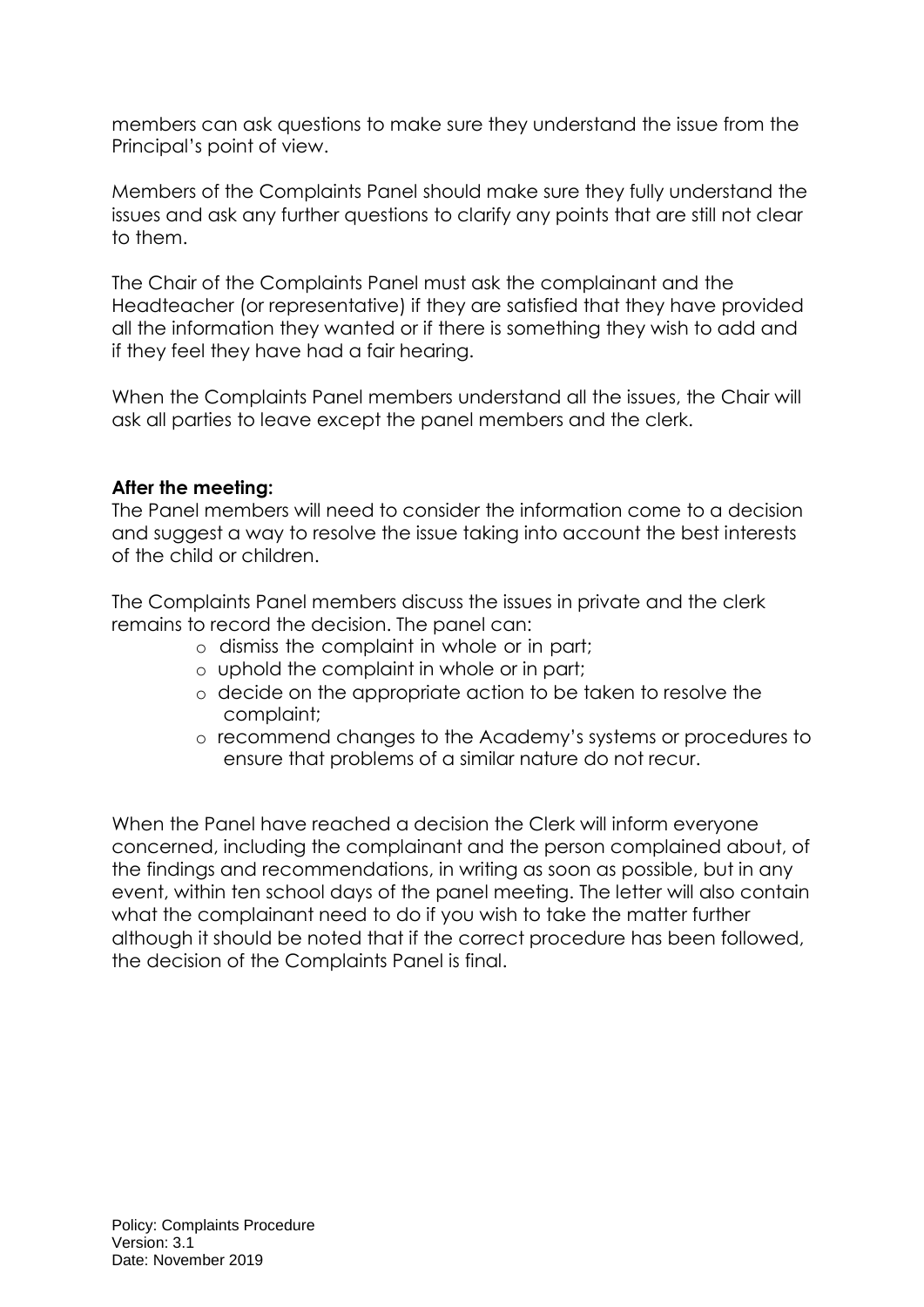members can ask questions to make sure they understand the issue from the Principal's point of view.

Members of the Complaints Panel should make sure they fully understand the issues and ask any further questions to clarify any points that are still not clear to them.

The Chair of the Complaints Panel must ask the complainant and the Headteacher (or representative) if they are satisfied that they have provided all the information they wanted or if there is something they wish to add and if they feel they have had a fair hearing.

When the Complaints Panel members understand all the issues, the Chair will ask all parties to leave except the panel members and the clerk.

**After the meeting:**
The Panel members will need to consider the information come to a decision and suggest a way to resolve the issue taking into account the best interests of the child or children.

The Complaints Panel members discuss the issues in private and the clerk remains to record the decision. The panel can:

- dismiss the complaint in whole or in part;
- uphold the complaint in whole or in part;
- decide on the appropriate action to be taken to resolve the complaint;
- recommend changes to the Academy's systems or procedures to ensure that problems of a similar nature do not recur.

When the Panel have reached a decision the Clerk will inform everyone concerned, including the complainant and the person complained about, of the findings and recommendations, in writing as soon as possible, but in any event, within ten school days of the panel meeting. The letter will also contain what the complainant need to do if you wish to take the matter further although it should be noted that if the correct procedure has been followed, the decision of the Complaints Panel is final.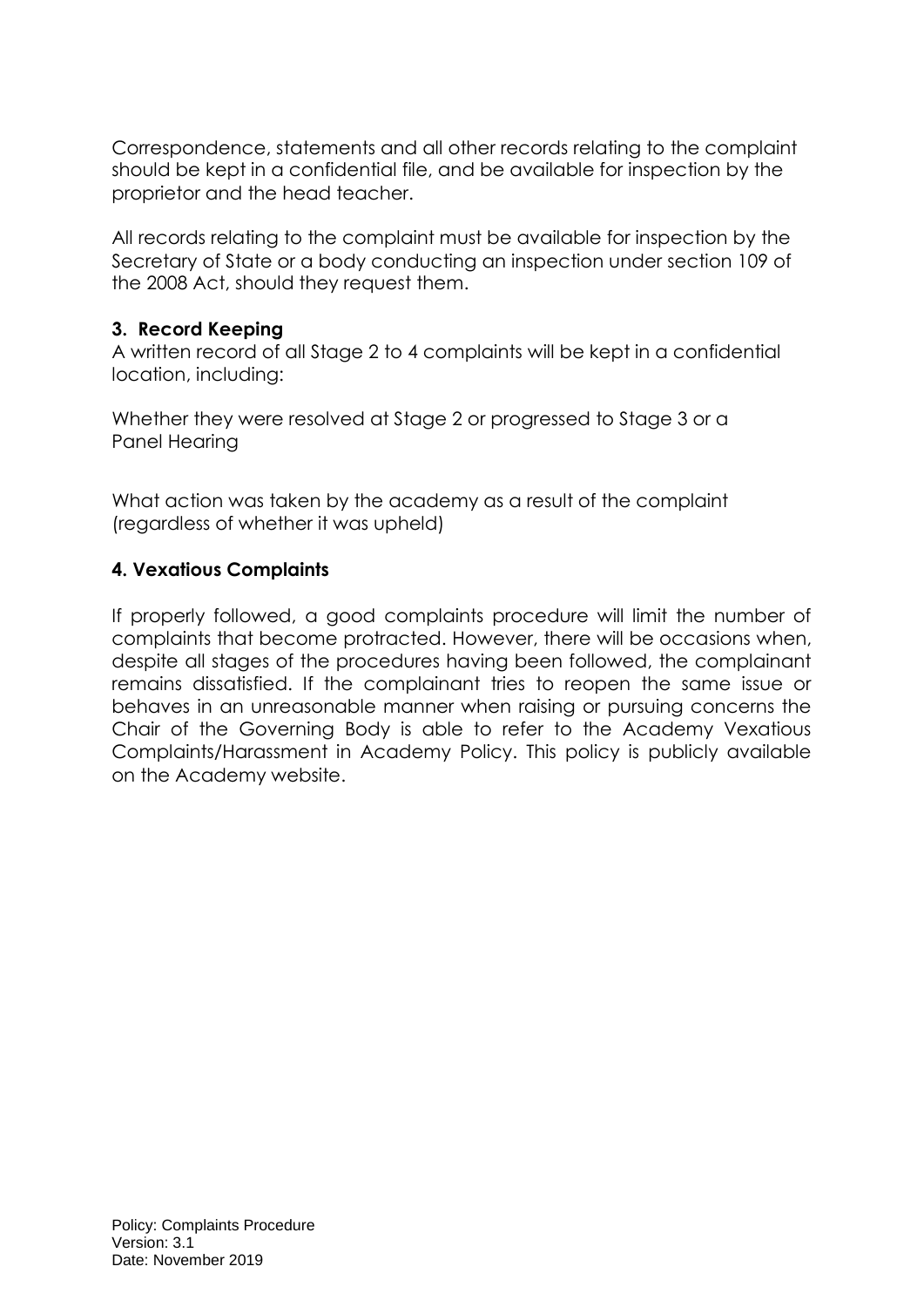Correspondence, statements and all other records relating to the complaint should be kept in a confidential file, and be available for inspection by the proprietor and the head teacher.

All records relating to the complaint must be available for inspection by the Secretary of State or a body conducting an inspection under section 109 of the 2008 Act, should they request them.

### 3. Record Keeping

A written record of all Stage 2 to 4 complaints will be kept in a confidential location, including:

Whether they were resolved at Stage 2 or progressed to Stage 3 or a Panel Hearing

What action was taken by the academy as a result of the complaint (regardless of whether it was upheld)

### 4. Vexatious Complaints

If properly followed, a good complaints procedure will limit the number of complaints that become protracted. However, there will be occasions when, despite all stages of the procedures having been followed, the complainant remains dissatisfied. If the complainant tries to reopen the same issue or behaves in an unreasonable manner when raising or pursuing concerns the Chair of the Governing Body is able to refer to the Academy Vexatious Complaints/Harassment in Academy Policy. This policy is publicly available on the Academy website.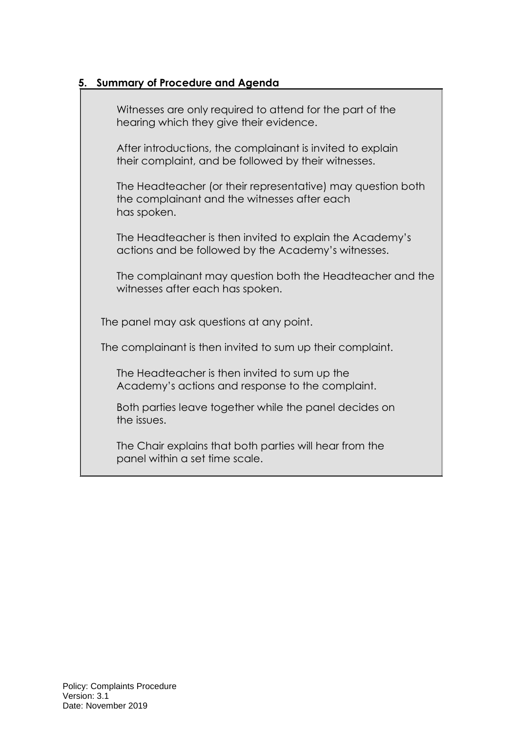## 5. Summary of Procedure and Agenda

Witnesses are only required to attend for the part of the hearing which they give their evidence.

After introductions, the complainant is invited to explain their complaint, and be followed by their witnesses.

The Headteacher (or their representative) may question both the complainant and the witnesses after each has spoken.

The Headteacher is then invited to explain the Academy's actions and be followed by the Academy's witnesses.

The complainant may question both the Headteacher and the witnesses after each has spoken.

The panel may ask questions at any point.

The complainant is then invited to sum up their complaint.

The Headteacher is then invited to sum up the Academy's actions and response to the complaint.

Both parties leave together while the panel decides on the issues.

The Chair explains that both parties will hear from the panel within a set time scale.

Policy: Complaints Procedure
Version: 3.1
Date: November 2019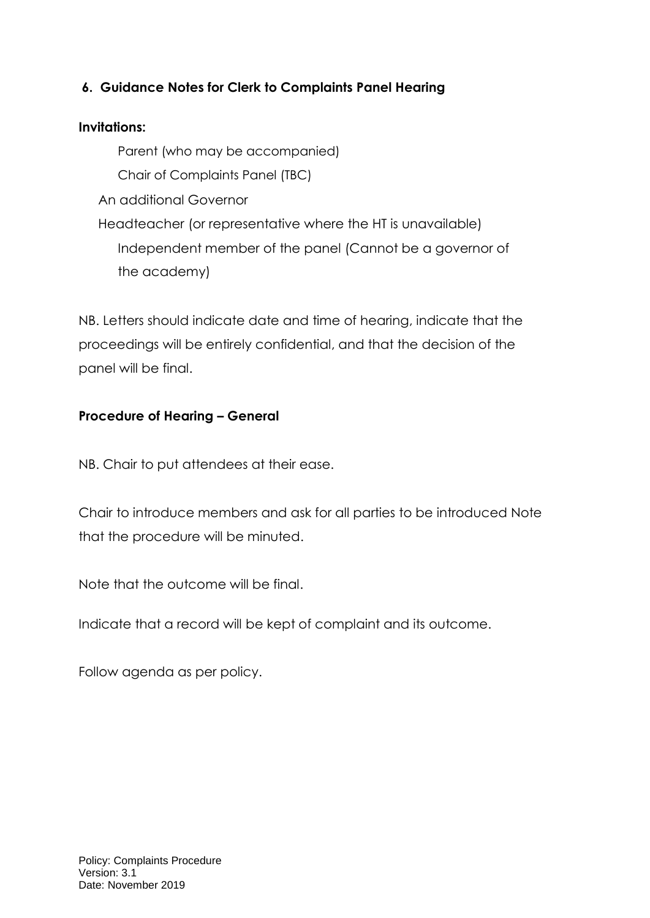## 6. Guidance Notes for Clerk to Complaints Panel Hearing

**Invitations:**

- Parent (who may be accompanied)
- Chair of Complaints Panel (TBC)
- An additional Governor
- Headteacher (or representative where the HT is unavailable)
- Independent member of the panel (Cannot be a governor of the academy)

NB. Letters should indicate date and time of hearing, indicate that the proceedings will be entirely confidential, and that the decision of the panel will be final.

**Procedure of Hearing – General**

NB. Chair to put attendees at their ease.

Chair to introduce members and ask for all parties to be introduced Note that the procedure will be minuted.

Note that the outcome will be final.

Indicate that a record will be kept of complaint and its outcome.

Follow agenda as per policy.

Policy: Complaints Procedure
Version: 3.1
Date: November 2019